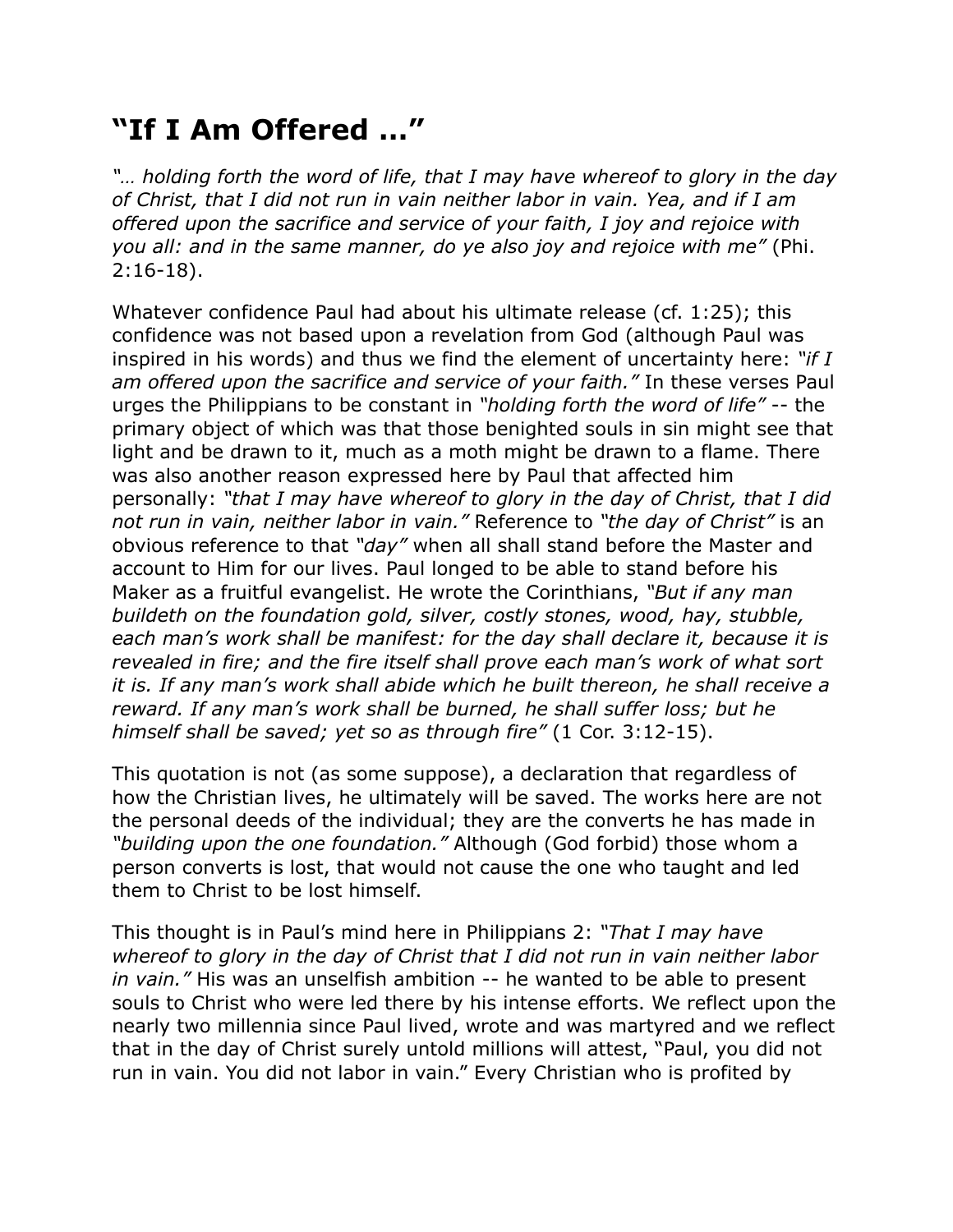# "If I Am Offered …"

*"… holding forth the word of life, that I may have whereof to glory in the day of Christ, that I did not run in vain neither labor in vain. Yea, and if I am offered upon the sacrifice and service of your faith, I joy and rejoice with you all: and in the same manner, do ye also joy and rejoice with me"* (Phi. 2:16-18).

Whatever confidence Paul had about his ultimate release (cf. 1:25); this confidence was not based upon a revelation from God (although Paul was inspired in his words) and thus we find the element of uncertainty here: *"if I am offered upon the sacrifice and service of your faith."* In these verses Paul urges the Philippians to be constant in *"holding forth the word of life"* -- the primary object of which was that those benighted souls in sin might see that light and be drawn to it, much as a moth might be drawn to a flame. There was also another reason expressed here by Paul that affected him personally: *"that I may have whereof to glory in the day of Christ, that I did not run in vain, neither labor in vain."* Reference to *"the day of Christ"* is an obvious reference to that *"day"* when all shall stand before the Master and account to Him for our lives. Paul longed to be able to stand before his Maker as a fruitful evangelist. He wrote the Corinthians, *"But if any man buildeth on the foundation gold, silver, costly stones, wood, hay, stubble, each man's work shall be manifest: for the day shall declare it, because it is revealed in fire; and the fire itself shall prove each man's work of what sort it is. If any man's work shall abide which he built thereon, he shall receive a reward. If any man's work shall be burned, he shall suffer loss; but he himself shall be saved; yet so as through fire"* (1 Cor. 3:12-15).

This quotation is not (as some suppose), a declaration that regardless of how the Christian lives, he ultimately will be saved. The works here are not the personal deeds of the individual; they are the converts he has made in *"building upon the one foundation."* Although (God forbid) those whom a person converts is lost, that would not cause the one who taught and led them to Christ to be lost himself.

This thought is in Paul's mind here in Philippians 2: *"That I may have whereof to glory in the day of Christ that I did not run in vain neither labor in vain."* His was an unselfish ambition -- he wanted to be able to present souls to Christ who were led there by his intense efforts. We reflect upon the nearly two millennia since Paul lived, wrote and was martyred and we reflect that in the day of Christ surely untold millions will attest, "Paul, you did not run in vain. You did not labor in vain." Every Christian who is profited by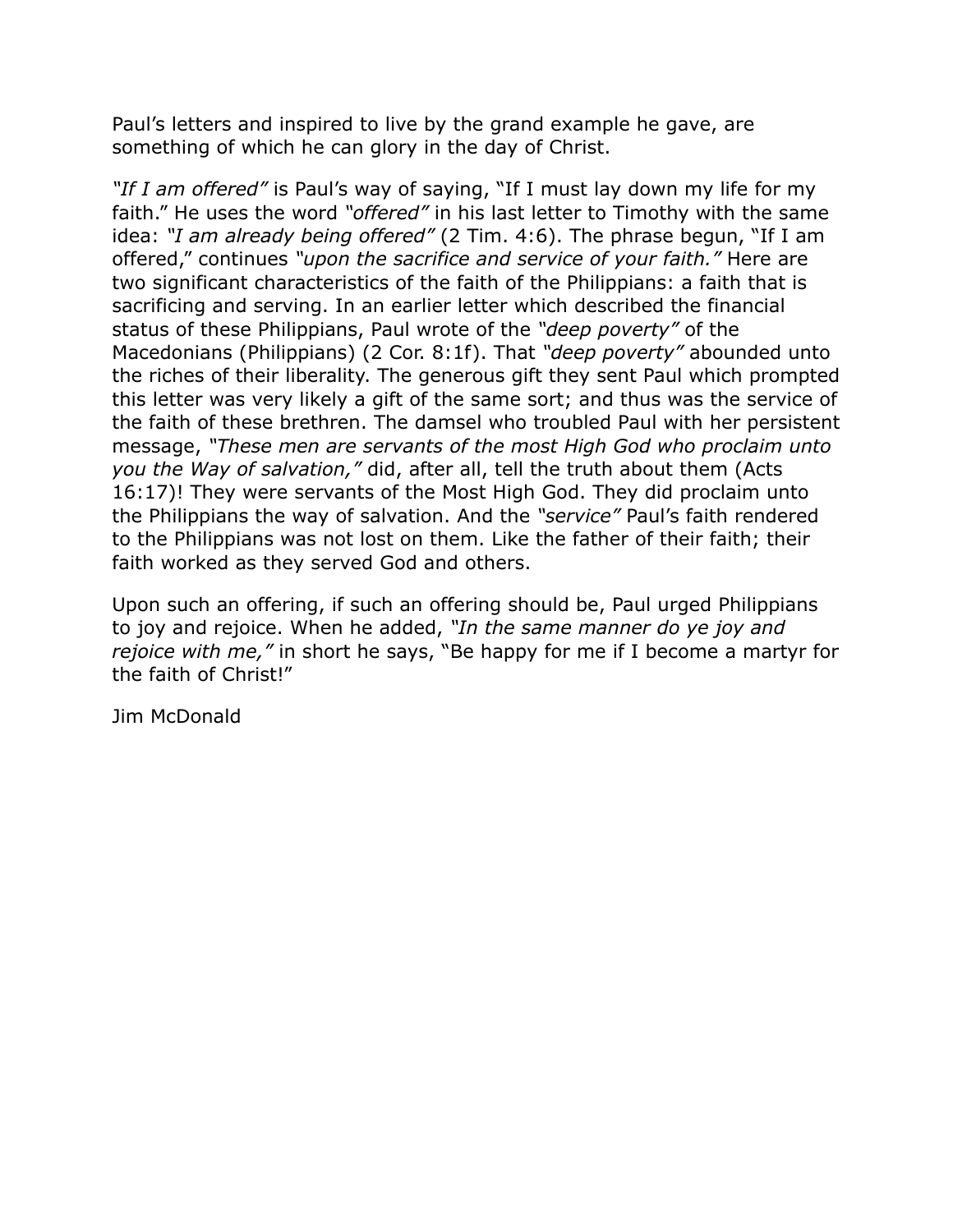Paul's letters and inspired to live by the grand example he gave, are something of which he can glory in the day of Christ.

*"If I am offered"* is Paul's way of saying, "If I must lay down my life for my faith." He uses the word *"offered"* in his last letter to Timothy with the same idea: *"I am already being offered"* (2 Tim. 4:6). The phrase begun, "If I am offered," continues *"upon the sacrifice and service of your faith."* Here are two significant characteristics of the faith of the Philippians: a faith that is sacrificing and serving. In an earlier letter which described the financial status of these Philippians, Paul wrote of the *"deep poverty"* of the Macedonians (Philippians) (2 Cor. 8:1f). That *"deep poverty"* abounded unto the riches of their liberality. The generous gift they sent Paul which prompted this letter was very likely a gift of the same sort; and thus was the service of the faith of these brethren. The damsel who troubled Paul with her persistent message, *"These men are servants of the most High God who proclaim unto you the Way of salvation,"* did, after all, tell the truth about them (Acts 16:17)! They were servants of the Most High God. They did proclaim unto the Philippians the way of salvation. And the *"service"* Paul's faith rendered to the Philippians was not lost on them. Like the father of their faith; their faith worked as they served God and others.

Upon such an offering, if such an offering should be, Paul urged Philippians to joy and rejoice. When he added, *"In the same manner do ye joy and rejoice with me,"* in short he says, "Be happy for me if I become a martyr for the faith of Christ!"

Jim McDonald